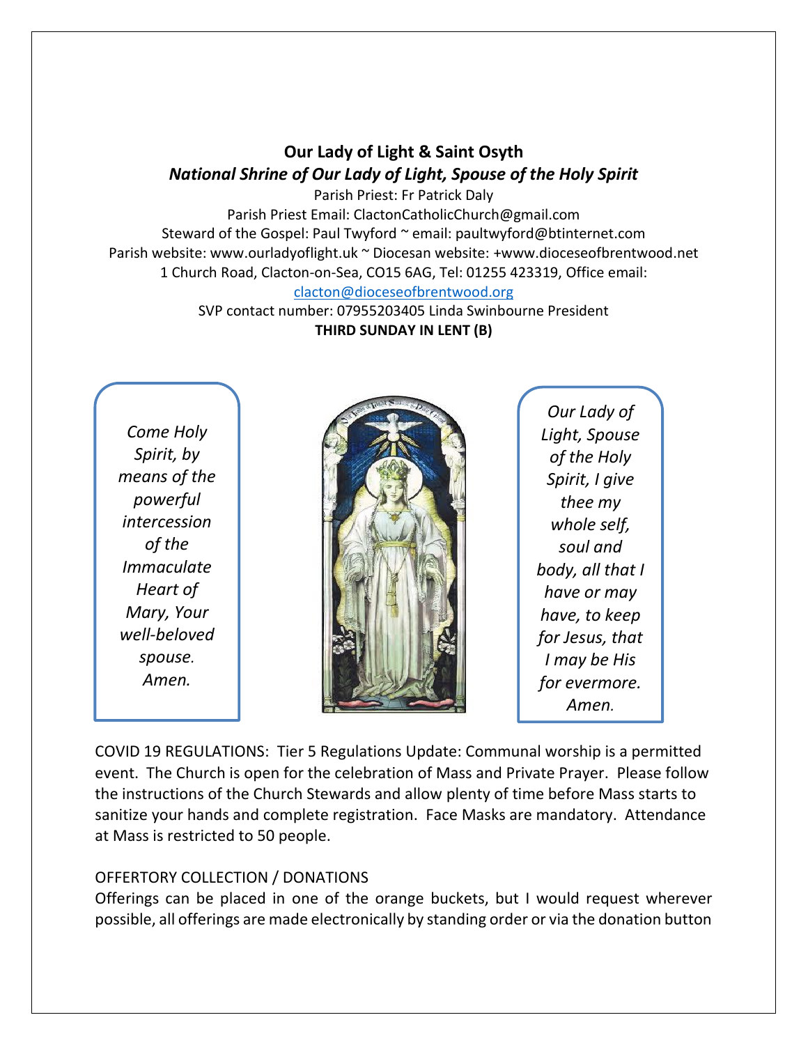# Our Lady of Light & Saint Osyth

## *National Shrine of Our Lady of Light, Spouse of the Holy Spirit*

Parish Priest: Fr Patrick Daly
Parish Priest Email: ClactonCatholicChurch@gmail.com
Steward of the Gospel: Paul Twyford ~ email: paultwyford@btinternet.com
Parish website: www.ourladyoflight.uk ~ Diocesan website: +www.dioceseofbrentwood.net
1 Church Road, Clacton-on-Sea, CO15 6AG, Tel: 01255 423319, Office email: clacton@dioceseofbrentwood.org
SVP contact number: 07955203405 Linda Swinbourne President

**THIRD SUNDAY IN LENT (B)**

*Come Holy Spirit, by means of the powerful intercession of the Immaculate Heart of Mary, Your well-beloved spouse. Amen.*

*Our Lady of Light, Spouse of the Holy Spirit, I give thee my whole self, soul and body, all that I have or may have, to keep for Jesus, that I may be His for evermore. Amen.*

COVID 19 REGULATIONS: Tier 5 Regulations Update: Communal worship is a permitted event. The Church is open for the celebration of Mass and Private Prayer. Please follow the instructions of the Church Stewards and allow plenty of time before Mass starts to sanitize your hands and complete registration. Face Masks are mandatory. Attendance at Mass is restricted to 50 people.

OFFERTORY COLLECTION / DONATIONS

Offerings can be placed in one of the orange buckets, but I would request wherever possible, all offerings are made electronically by standing order or via the donation button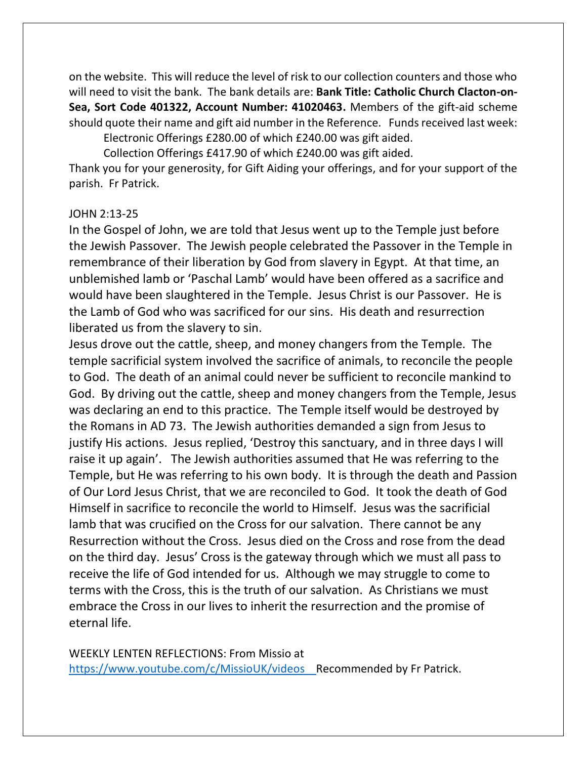on the website. This will reduce the level of risk to our collection counters and those who will need to visit the bank. The bank details are: **Bank Title: Catholic Church Clacton-on-Sea, Sort Code 401322, Account Number: 41020463.** Members of the gift-aid scheme should quote their name and gift aid number in the Reference. Funds received last week:

Electronic Offerings £280.00 of which £240.00 was gift aided.

Collection Offerings £417.90 of which £240.00 was gift aided.

Thank you for your generosity, for Gift Aiding your offerings, and for your support of the parish. Fr Patrick.

JOHN 2:13-25

In the Gospel of John, we are told that Jesus went up to the Temple just before the Jewish Passover. The Jewish people celebrated the Passover in the Temple in remembrance of their liberation by God from slavery in Egypt. At that time, an unblemished lamb or 'Paschal Lamb' would have been offered as a sacrifice and would have been slaughtered in the Temple. Jesus Christ is our Passover. He is the Lamb of God who was sacrificed for our sins. His death and resurrection liberated us from the slavery to sin.

Jesus drove out the cattle, sheep, and money changers from the Temple. The temple sacrificial system involved the sacrifice of animals, to reconcile the people to God. The death of an animal could never be sufficient to reconcile mankind to God. By driving out the cattle, sheep and money changers from the Temple, Jesus was declaring an end to this practice. The Temple itself would be destroyed by the Romans in AD 73. The Jewish authorities demanded a sign from Jesus to justify His actions. Jesus replied, 'Destroy this sanctuary, and in three days I will raise it up again'. The Jewish authorities assumed that He was referring to the Temple, but He was referring to his own body. It is through the death and Passion of Our Lord Jesus Christ, that we are reconciled to God. It took the death of God Himself in sacrifice to reconcile the world to Himself. Jesus was the sacrificial lamb that was crucified on the Cross for our salvation. There cannot be any Resurrection without the Cross. Jesus died on the Cross and rose from the dead on the third day. Jesus' Cross is the gateway through which we must all pass to receive the life of God intended for us. Although we may struggle to come to terms with the Cross, this is the truth of our salvation. As Christians we must embrace the Cross in our lives to inherit the resurrection and the promise of eternal life.

WEEKLY LENTEN REFLECTIONS: From Missio at https://www.youtube.com/c/MissioUK/videos Recommended by Fr Patrick.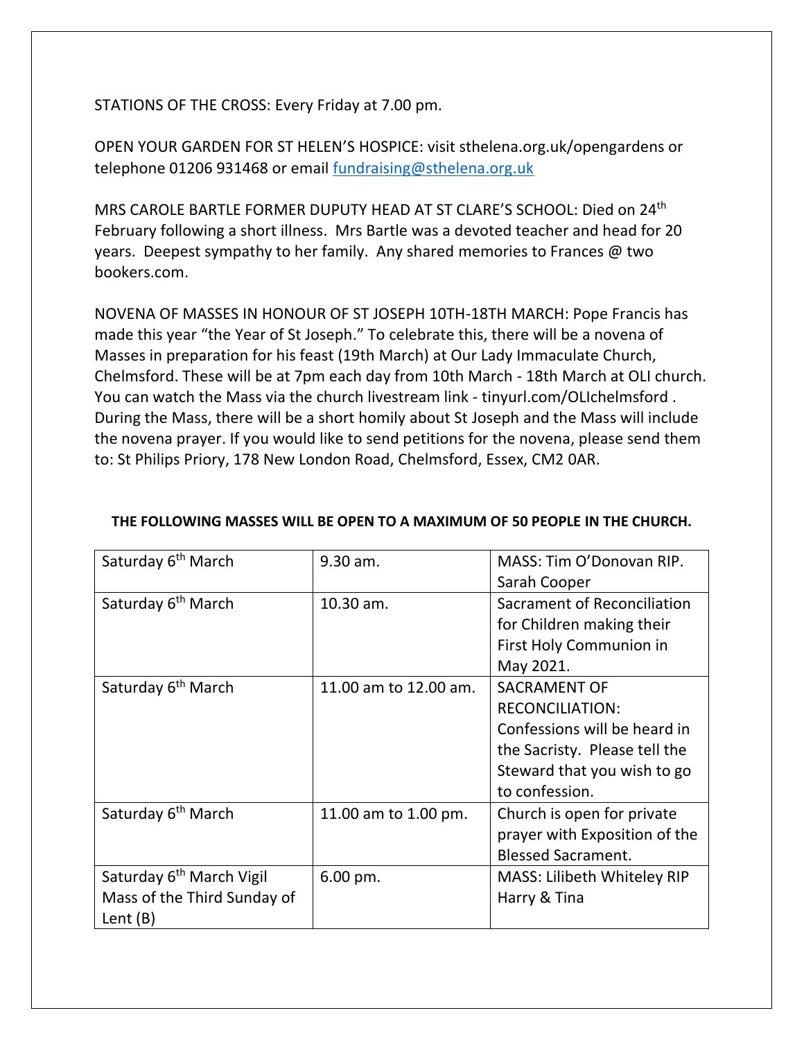STATIONS OF THE CROSS: Every Friday at 7.00 pm.

OPEN YOUR GARDEN FOR ST HELEN'S HOSPICE: visit sthelena.org.uk/opengardens or telephone 01206 931468 or email [fundraising@sthelena.org.uk](mailto:fundraising@sthelena.org.uk)

MRS CAROLE BARTLE FORMER DUPUTY HEAD AT ST CLARE'S SCHOOL: Died on 24th February following a short illness. Mrs Bartle was a devoted teacher and head for 20 years. Deepest sympathy to her family. Any shared memories to Frances @ two bookers.com.

NOVENA OF MASSES IN HONOUR OF ST JOSEPH 10TH-18TH MARCH: Pope Francis has made this year "the Year of St Joseph." To celebrate this, there will be a novena of Masses in preparation for his feast (19th March) at Our Lady Immaculate Church, Chelmsford. These will be at 7pm each day from 10th March - 18th March at OLI church. You can watch the Mass via the church livestream link - tinyurl.com/OLIchelmsford . During the Mass, there will be a short homily about St Joseph and the Mass will include the novena prayer. If you would like to send petitions for the novena, please send them to: St Philips Priory, 178 New London Road, Chelmsford, Essex, CM2 0AR.

**THE FOLLOWING MASSES WILL BE OPEN TO A MAXIMUM OF 50 PEOPLE IN THE CHURCH.**

| | | |
|---|---|---|
| Saturday 6th March | 9.30 am. | MASS: Tim O'Donovan RIP. Sarah Cooper |
| Saturday 6th March | 10.30 am. | Sacrament of Reconciliation for Children making their First Holy Communion in May 2021. |
| Saturday 6th March | 11.00 am to 12.00 am. | SACRAMENT OF RECONCILIATION: Confessions will be heard in the Sacristy. Please tell the Steward that you wish to go to confession. |
| Saturday 6th March | 11.00 am to 1.00 pm. | Church is open for private prayer with Exposition of the Blessed Sacrament. |
| Saturday 6th March Vigil Mass of the Third Sunday of Lent (B) | 6.00 pm. | MASS: Lilibeth Whiteley RIP Harry & Tina |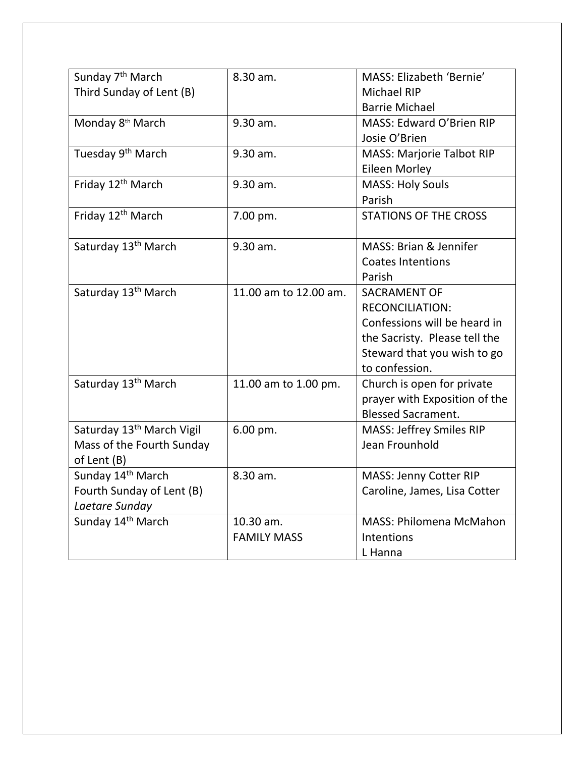| | | |
|---|---|---|
| Sunday 7th March<br>Third Sunday of Lent (B) | 8.30 am. | MASS: Elizabeth 'Bernie' Michael RIP<br>Barrie Michael |
| Monday 8th March | 9.30 am. | MASS: Edward O'Brien RIP<br>Josie O'Brien |
| Tuesday 9th March | 9.30 am. | MASS: Marjorie Talbot RIP<br>Eileen Morley |
| Friday 12th March | 9.30 am. | MASS: Holy Souls<br>Parish |
| Friday 12th March | 7.00 pm. | STATIONS OF THE CROSS |
| Saturday 13th March | 9.30 am. | MASS: Brian & Jennifer Coates Intentions<br>Parish |
| Saturday 13th March | 11.00 am to 12.00 am. | SACRAMENT OF RECONCILIATION: Confessions will be heard in the Sacristy. Please tell the Steward that you wish to go to confession. |
| Saturday 13th March | 11.00 am to 1.00 pm. | Church is open for private prayer with Exposition of the Blessed Sacrament. |
| Saturday 13th March Vigil Mass of the Fourth Sunday of Lent (B) | 6.00 pm. | MASS: Jeffrey Smiles RIP<br>Jean Frounhold |
| Sunday 14th March<br>Fourth Sunday of Lent (B)<br>*Laetare Sunday* | 8.30 am. | MASS: Jenny Cotter RIP<br>Caroline, James, Lisa Cotter |
| Sunday 14th March | 10.30 am.<br>FAMILY MASS | MASS: Philomena McMahon Intentions<br>L Hanna |